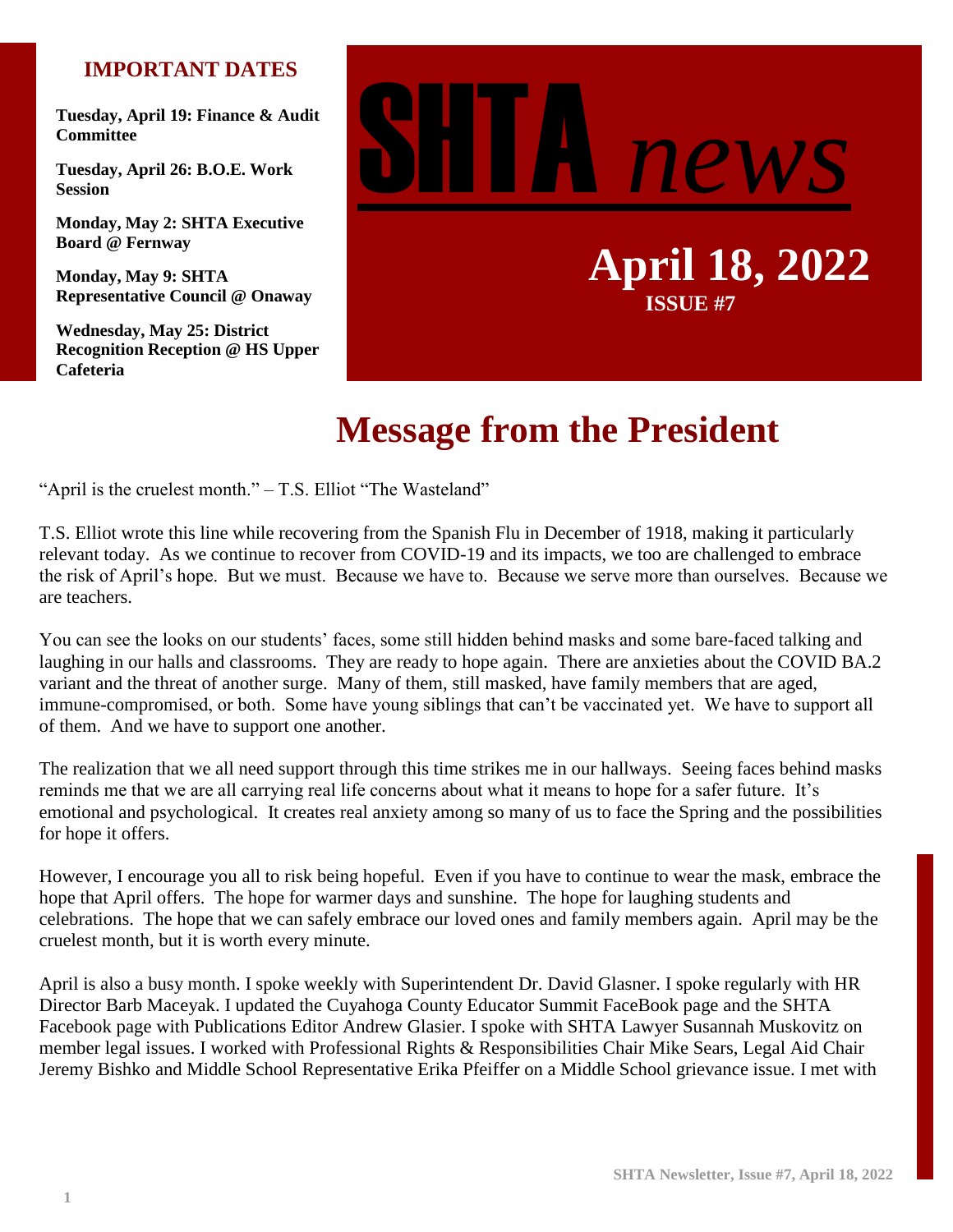# SHTA *news*

## April 18, 2022

**ISSUE #7**

### IMPORTANT DATES

**Tuesday, April 19: Finance & Audit Committee**

**Tuesday, April 26: B.O.E. Work Session**

**Monday, May 2: SHTA Executive Board @ Fernway**

**Monday, May 9: SHTA Representative Council @ Onaway**

**Wednesday, May 25: District Recognition Reception @ HS Upper Cafeteria**

# Message from the President

"April is the cruelest month." – T.S. Elliot "The Wasteland"

T.S. Elliot wrote this line while recovering from the Spanish Flu in December of 1918, making it particularly relevant today. As we continue to recover from COVID-19 and its impacts, we too are challenged to embrace the risk of April's hope. But we must. Because we have to. Because we serve more than ourselves. Because we are teachers.

You can see the looks on our students' faces, some still hidden behind masks and some bare-faced talking and laughing in our halls and classrooms. They are ready to hope again. There are anxieties about the COVID BA.2 variant and the threat of another surge. Many of them, still masked, have family members that are aged, immune-compromised, or both. Some have young siblings that can't be vaccinated yet. We have to support all of them. And we have to support one another.

The realization that we all need support through this time strikes me in our hallways. Seeing faces behind masks reminds me that we are all carrying real life concerns about what it means to hope for a safer future. It's emotional and psychological. It creates real anxiety among so many of us to face the Spring and the possibilities for hope it offers.

However, I encourage you all to risk being hopeful. Even if you have to continue to wear the mask, embrace the hope that April offers. The hope for warmer days and sunshine. The hope for laughing students and celebrations. The hope that we can safely embrace our loved ones and family members again. April may be the cruelest month, but it is worth every minute.

April is also a busy month. I spoke weekly with Superintendent Dr. David Glasner. I spoke regularly with HR Director Barb Maceyak. I updated the Cuyahoga County Educator Summit FaceBook page and the SHTA Facebook page with Publications Editor Andrew Glasier. I spoke with SHTA Lawyer Susannah Muskovitz on member legal issues. I worked with Professional Rights & Responsibilities Chair Mike Sears, Legal Aid Chair Jeremy Bishko and Middle School Representative Erika Pfeiffer on a Middle School grievance issue. I met with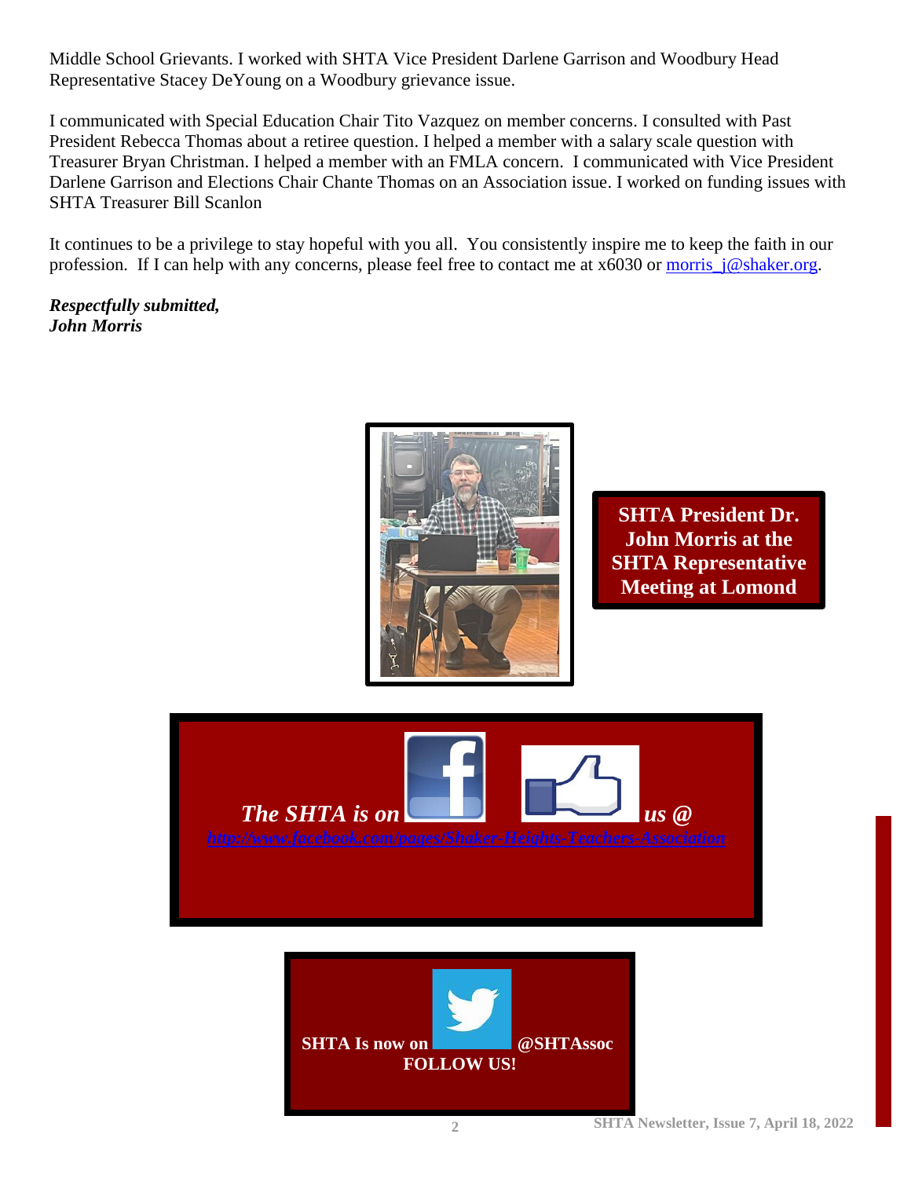Middle School Grievants. I worked with SHTA Vice President Darlene Garrison and Woodbury Head Representative Stacey DeYoung on a Woodbury grievance issue.

I communicated with Special Education Chair Tito Vazquez on member concerns. I consulted with Past President Rebecca Thomas about a retiree question. I helped a member with a salary scale question with Treasurer Bryan Christman. I helped a member with an FMLA concern. I communicated with Vice President Darlene Garrison and Elections Chair Chante Thomas on an Association issue. I worked on funding issues with SHTA Treasurer Bill Scanlon

It continues to be a privilege to stay hopeful with you all. You consistently inspire me to keep the faith in our profession. If I can help with any concerns, please feel free to contact me at x6030 or [morris_j@shaker.org](mailto:morris_j@shaker.org).

***Respectfully submitted,***
***John Morris***

**SHTA President Dr. John Morris at the SHTA Representative Meeting at Lomond**

***The SHTA is on Facebook. Like us @*** [*http://www.facebook.com/pages/Shaker-Heights-Teachers-Association*](http://www.facebook.com/pages/Shaker-Heights-Teachers-Association)

**SHTA Is now on Twitter @SHTAssoc**
**FOLLOW US!**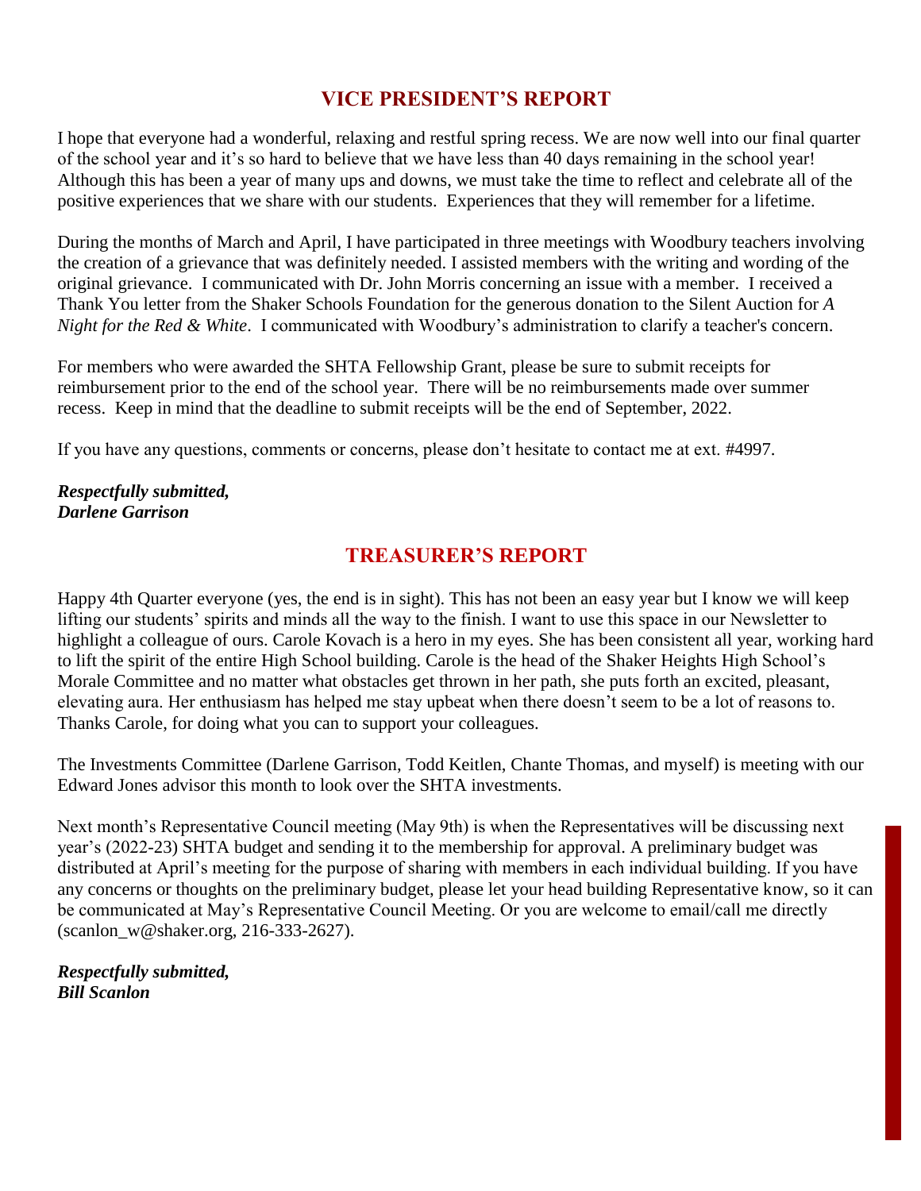## VICE PRESIDENT'S REPORT

I hope that everyone had a wonderful, relaxing and restful spring recess. We are now well into our final quarter of the school year and it's so hard to believe that we have less than 40 days remaining in the school year! Although this has been a year of many ups and downs, we must take the time to reflect and celebrate all of the positive experiences that we share with our students. Experiences that they will remember for a lifetime.

During the months of March and April, I have participated in three meetings with Woodbury teachers involving the creation of a grievance that was definitely needed. I assisted members with the writing and wording of the original grievance. I communicated with Dr. John Morris concerning an issue with a member. I received a Thank You letter from the Shaker Schools Foundation for the generous donation to the Silent Auction for *A Night for the Red & White*. I communicated with Woodbury's administration to clarify a teacher's concern.

For members who were awarded the SHTA Fellowship Grant, please be sure to submit receipts for reimbursement prior to the end of the school year. There will be no reimbursements made over summer recess. Keep in mind that the deadline to submit receipts will be the end of September, 2022.

If you have any questions, comments or concerns, please don't hesitate to contact me at ext. #4997.

***Respectfully submitted,***
***Darlene Garrison***

## TREASURER'S REPORT

Happy 4th Quarter everyone (yes, the end is in sight). This has not been an easy year but I know we will keep lifting our students' spirits and minds all the way to the finish. I want to use this space in our Newsletter to highlight a colleague of ours. Carole Kovach is a hero in my eyes. She has been consistent all year, working hard to lift the spirit of the entire High School building. Carole is the head of the Shaker Heights High School's Morale Committee and no matter what obstacles get thrown in her path, she puts forth an excited, pleasant, elevating aura. Her enthusiasm has helped me stay upbeat when there doesn't seem to be a lot of reasons to. Thanks Carole, for doing what you can to support your colleagues.

The Investments Committee (Darlene Garrison, Todd Keitlen, Chante Thomas, and myself) is meeting with our Edward Jones advisor this month to look over the SHTA investments.

Next month's Representative Council meeting (May 9th) is when the Representatives will be discussing next year's (2022-23) SHTA budget and sending it to the membership for approval. A preliminary budget was distributed at April's meeting for the purpose of sharing with members in each individual building. If you have any concerns or thoughts on the preliminary budget, please let your head building Representative know, so it can be communicated at May's Representative Council Meeting. Or you are welcome to email/call me directly (scanlon_w@shaker.org, 216-333-2627).

***Respectfully submitted,***
***Bill Scanlon***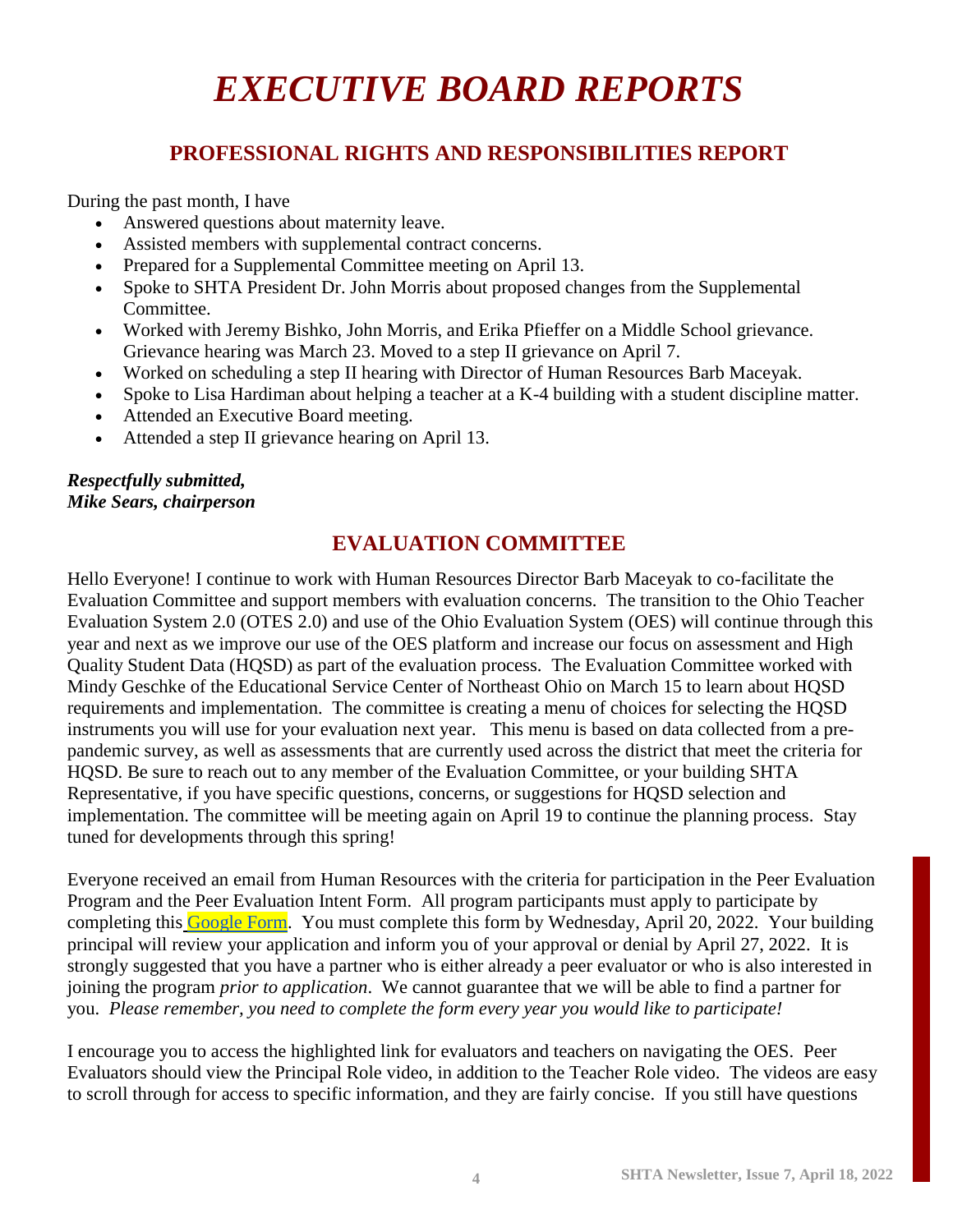# *EXECUTIVE BOARD REPORTS*

## PROFESSIONAL RIGHTS AND RESPONSIBILITIES REPORT

During the past month, I have

- Answered questions about maternity leave.
- Assisted members with supplemental contract concerns.
- Prepared for a Supplemental Committee meeting on April 13.
- Spoke to SHTA President Dr. John Morris about proposed changes from the Supplemental Committee.
- Worked with Jeremy Bishko, John Morris, and Erika Pfieffer on a Middle School grievance. Grievance hearing was March 23. Moved to a step II grievance on April 7.
- Worked on scheduling a step II hearing with Director of Human Resources Barb Maceyak.
- Spoke to Lisa Hardiman about helping a teacher at a K-4 building with a student discipline matter.
- Attended an Executive Board meeting.
- Attended a step II grievance hearing on April 13.

***Respectfully submitted,***
***Mike Sears, chairperson***

## EVALUATION COMMITTEE

Hello Everyone! I continue to work with Human Resources Director Barb Maceyak to co-facilitate the Evaluation Committee and support members with evaluation concerns. The transition to the Ohio Teacher Evaluation System 2.0 (OTES 2.0) and use of the Ohio Evaluation System (OES) will continue through this year and next as we improve our use of the OES platform and increase our focus on assessment and High Quality Student Data (HQSD) as part of the evaluation process. The Evaluation Committee worked with Mindy Geschke of the Educational Service Center of Northeast Ohio on March 15 to learn about HQSD requirements and implementation. The committee is creating a menu of choices for selecting the HQSD instruments you will use for your evaluation next year. This menu is based on data collected from a pre-pandemic survey, as well as assessments that are currently used across the district that meet the criteria for HQSD. Be sure to reach out to any member of the Evaluation Committee, or your building SHTA Representative, if you have specific questions, concerns, or suggestions for HQSD selection and implementation. The committee will be meeting again on April 19 to continue the planning process. Stay tuned for developments through this spring!

Everyone received an email from Human Resources with the criteria for participation in the Peer Evaluation Program and the Peer Evaluation Intent Form. All program participants must apply to participate by completing this Google Form. You must complete this form by Wednesday, April 20, 2022. Your building principal will review your application and inform you of your approval or denial by April 27, 2022. It is strongly suggested that you have a partner who is either already a peer evaluator or who is also interested in joining the program *prior to application*. We cannot guarantee that we will be able to find a partner for you. *Please remember, you need to complete the form every year you would like to participate!*

I encourage you to access the highlighted link for evaluators and teachers on navigating the OES. Peer Evaluators should view the Principal Role video, in addition to the Teacher Role video. The videos are easy to scroll through for access to specific information, and they are fairly concise. If you still have questions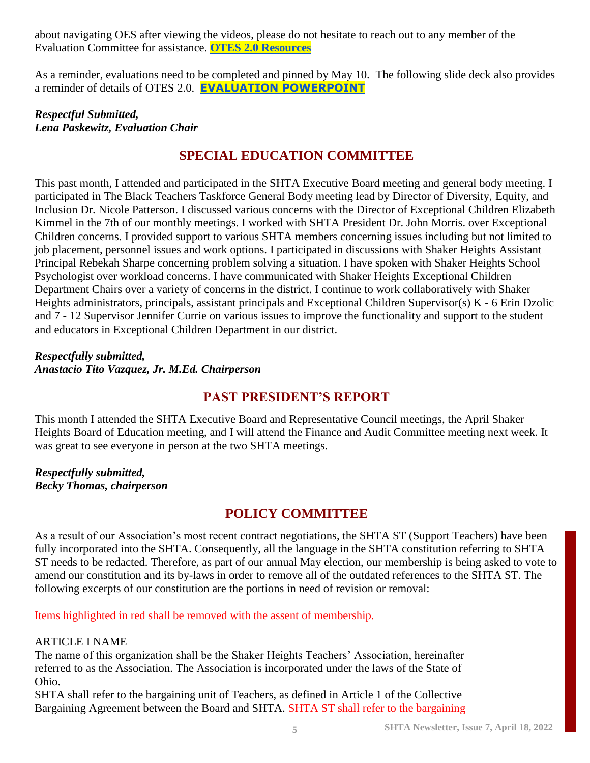about navigating OES after viewing the videos, please do not hesitate to reach out to any member of the Evaluation Committee for assistance. **OTES 2.0 Resources**

As a reminder, evaluations need to be completed and pinned by May 10. The following slide deck also provides a reminder of details of OTES 2.0. **EVALUATION POWERPOINT**

***Respectful Submitted,***
***Lena Paskewitz, Evaluation Chair***

## SPECIAL EDUCATION COMMITTEE

This past month, I attended and participated in the SHTA Executive Board meeting and general body meeting. I participated in The Black Teachers Taskforce General Body meeting lead by Director of Diversity, Equity, and Inclusion Dr. Nicole Patterson. I discussed various concerns with the Director of Exceptional Children Elizabeth Kimmel in the 7th of our monthly meetings. I worked with SHTA President Dr. John Morris. over Exceptional Children concerns. I provided support to various SHTA members concerning issues including but not limited to job placement, personnel issues and work options. I participated in discussions with Shaker Heights Assistant Principal Rebekah Sharpe concerning problem solving a situation. I have spoken with Shaker Heights School Psychologist over workload concerns. I have communicated with Shaker Heights Exceptional Children Department Chairs over a variety of concerns in the district. I continue to work collaboratively with Shaker Heights administrators, principals, assistant principals and Exceptional Children Supervisor(s) K - 6 Erin Dzolic and 7 - 12 Supervisor Jennifer Currie on various issues to improve the functionality and support to the student and educators in Exceptional Children Department in our district.

***Respectfully submitted,***
***Anastacio Tito Vazquez, Jr. M.Ed. Chairperson***

## PAST PRESIDENT'S REPORT

This month I attended the SHTA Executive Board and Representative Council meetings, the April Shaker Heights Board of Education meeting, and I will attend the Finance and Audit Committee meeting next week. It was great to see everyone in person at the two SHTA meetings.

***Respectfully submitted,***
***Becky Thomas, chairperson***

## POLICY COMMITTEE

As a result of our Association's most recent contract negotiations, the SHTA ST (Support Teachers) have been fully incorporated into the SHTA. Consequently, all the language in the SHTA constitution referring to SHTA ST needs to be redacted. Therefore, as part of our annual May election, our membership is being asked to vote to amend our constitution and its by-laws in order to remove all of the outdated references to the SHTA ST. The following excerpts of our constitution are the portions in need of revision or removal:

Items highlighted in red shall be removed with the assent of membership.

ARTICLE I NAME
The name of this organization shall be the Shaker Heights Teachers' Association, hereinafter referred to as the Association. The Association is incorporated under the laws of the State of Ohio.
SHTA shall refer to the bargaining unit of Teachers, as defined in Article 1 of the Collective Bargaining Agreement between the Board and SHTA. SHTA ST shall refer to the bargaining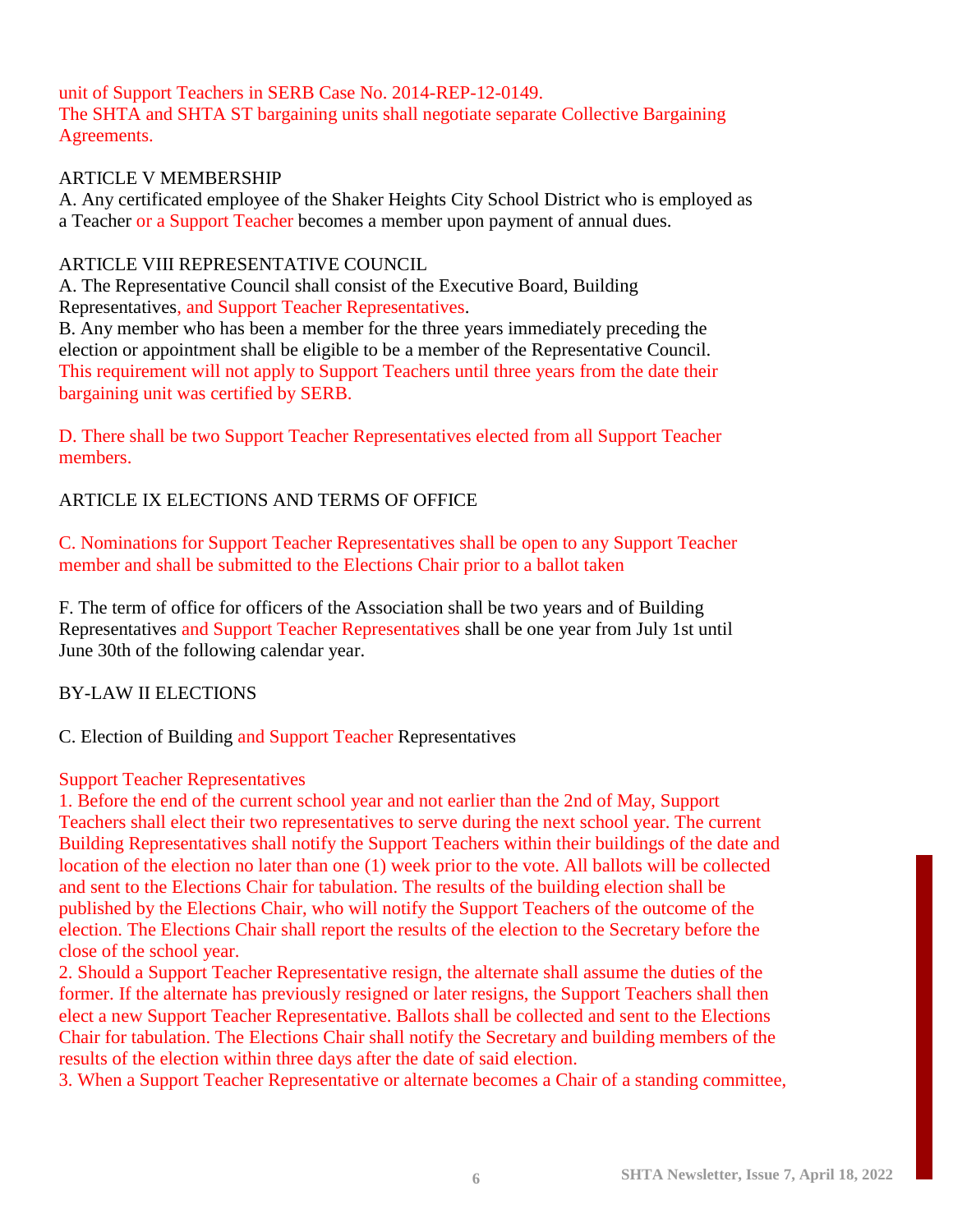unit of Support Teachers in SERB Case No. 2014-REP-12-0149.
The SHTA and SHTA ST bargaining units shall negotiate separate Collective Bargaining Agreements.

ARTICLE V MEMBERSHIP

A. Any certificated employee of the Shaker Heights City School District who is employed as a Teacher or a Support Teacher becomes a member upon payment of annual dues.

ARTICLE VIII REPRESENTATIVE COUNCIL

A. The Representative Council shall consist of the Executive Board, Building Representatives, and Support Teacher Representatives.

B. Any member who has been a member for the three years immediately preceding the election or appointment shall be eligible to be a member of the Representative Council. This requirement will not apply to Support Teachers until three years from the date their bargaining unit was certified by SERB.

D. There shall be two Support Teacher Representatives elected from all Support Teacher members.

ARTICLE IX ELECTIONS AND TERMS OF OFFICE

C. Nominations for Support Teacher Representatives shall be open to any Support Teacher member and shall be submitted to the Elections Chair prior to a ballot taken

F. The term of office for officers of the Association shall be two years and of Building Representatives and Support Teacher Representatives shall be one year from July 1st until June 30th of the following calendar year.

BY-LAW II ELECTIONS

C. Election of Building and Support Teacher Representatives

Support Teacher Representatives

1. Before the end of the current school year and not earlier than the 2nd of May, Support Teachers shall elect their two representatives to serve during the next school year. The current Building Representatives shall notify the Support Teachers within their buildings of the date and location of the election no later than one (1) week prior to the vote. All ballots will be collected and sent to the Elections Chair for tabulation. The results of the building election shall be published by the Elections Chair, who will notify the Support Teachers of the outcome of the election. The Elections Chair shall report the results of the election to the Secretary before the close of the school year.
2. Should a Support Teacher Representative resign, the alternate shall assume the duties of the former. If the alternate has previously resigned or later resigns, the Support Teachers shall then elect a new Support Teacher Representative. Ballots shall be collected and sent to the Elections Chair for tabulation. The Elections Chair shall notify the Secretary and building members of the results of the election within three days after the date of said election.
3. When a Support Teacher Representative or alternate becomes a Chair of a standing committee,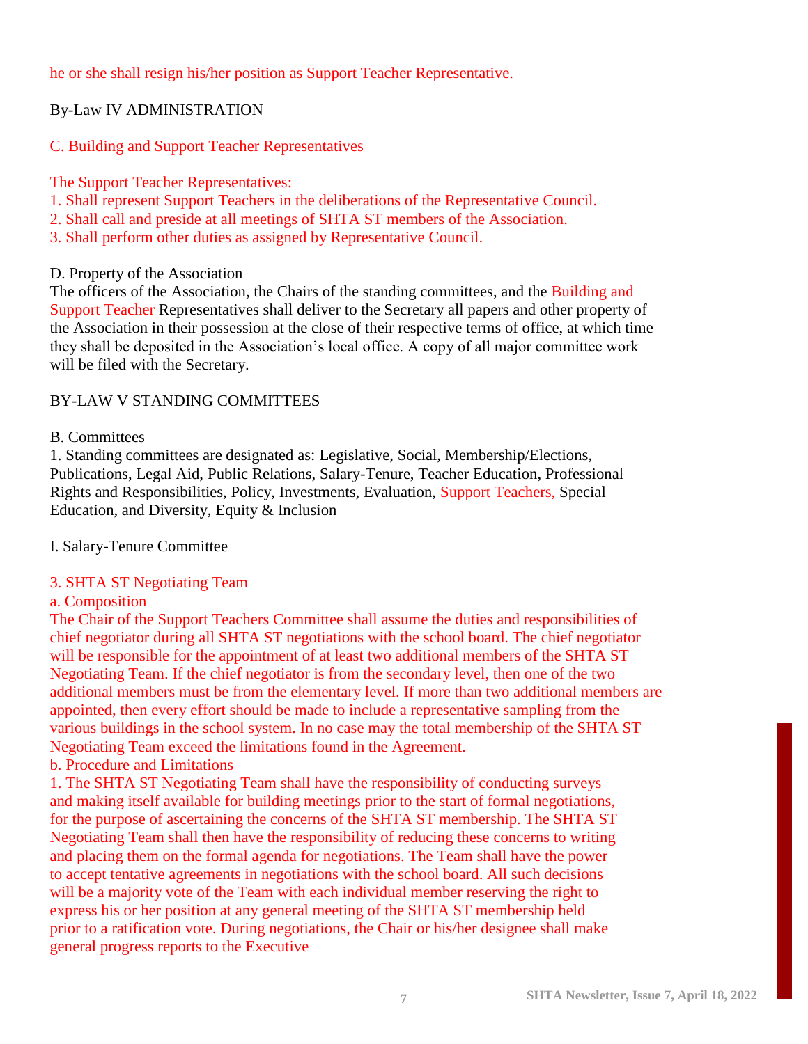he or she shall resign his/her position as Support Teacher Representative.

By-Law IV ADMINISTRATION

C. Building and Support Teacher Representatives

The Support Teacher Representatives:
1. Shall represent Support Teachers in the deliberations of the Representative Council.
2. Shall call and preside at all meetings of SHTA ST members of the Association.
3. Shall perform other duties as assigned by Representative Council.

D. Property of the Association
The officers of the Association, the Chairs of the standing committees, and the Building and Support Teacher Representatives shall deliver to the Secretary all papers and other property of the Association in their possession at the close of their respective terms of office, at which time they shall be deposited in the Association's local office. A copy of all major committee work will be filed with the Secretary.

BY-LAW V STANDING COMMITTEES

B. Committees
1. Standing committees are designated as: Legislative, Social, Membership/Elections, Publications, Legal Aid, Public Relations, Salary-Tenure, Teacher Education, Professional Rights and Responsibilities, Policy, Investments, Evaluation, Support Teachers, Special Education, and Diversity, Equity & Inclusion

I. Salary-Tenure Committee

3. SHTA ST Negotiating Team
a. Composition
The Chair of the Support Teachers Committee shall assume the duties and responsibilities of chief negotiator during all SHTA ST negotiations with the school board. The chief negotiator will be responsible for the appointment of at least two additional members of the SHTA ST Negotiating Team. If the chief negotiator is from the secondary level, then one of the two additional members must be from the elementary level. If more than two additional members are appointed, then every effort should be made to include a representative sampling from the various buildings in the school system. In no case may the total membership of the SHTA ST Negotiating Team exceed the limitations found in the Agreement.
b. Procedure and Limitations
1. The SHTA ST Negotiating Team shall have the responsibility of conducting surveys and making itself available for building meetings prior to the start of formal negotiations, for the purpose of ascertaining the concerns of the SHTA ST membership. The SHTA ST Negotiating Team shall then have the responsibility of reducing these concerns to writing and placing them on the formal agenda for negotiations. The Team shall have the power to accept tentative agreements in negotiations with the school board. All such decisions will be a majority vote of the Team with each individual member reserving the right to express his or her position at any general meeting of the SHTA ST membership held prior to a ratification vote. During negotiations, the Chair or his/her designee shall make general progress reports to the Executive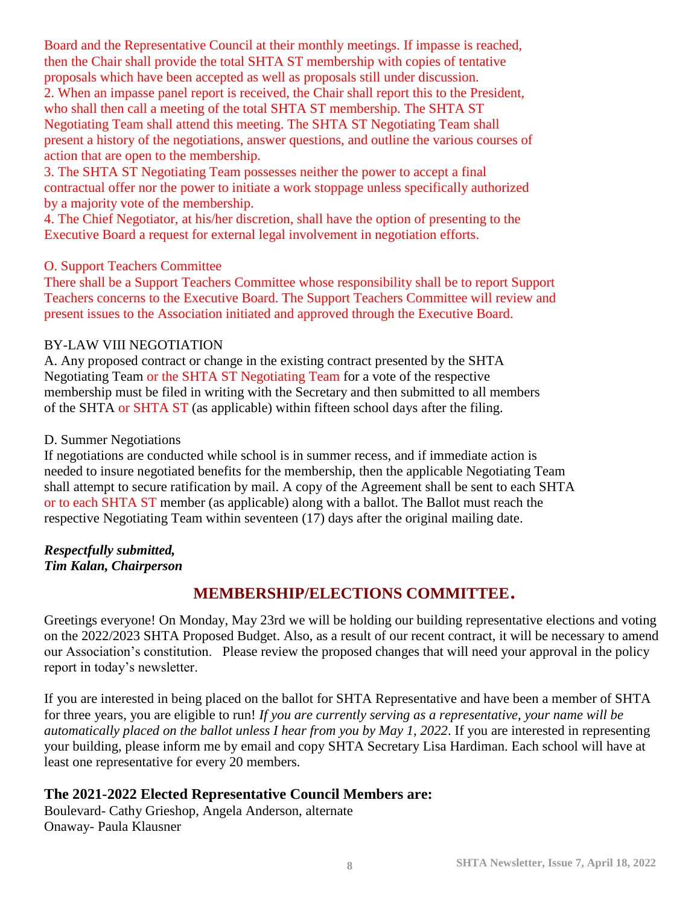Board and the Representative Council at their monthly meetings. If impasse is reached, then the Chair shall provide the total SHTA ST membership with copies of tentative proposals which have been accepted as well as proposals still under discussion.
2. When an impasse panel report is received, the Chair shall report this to the President, who shall then call a meeting of the total SHTA ST membership. The SHTA ST Negotiating Team shall attend this meeting. The SHTA ST Negotiating Team shall present a history of the negotiations, answer questions, and outline the various courses of action that are open to the membership.
3. The SHTA ST Negotiating Team possesses neither the power to accept a final contractual offer nor the power to initiate a work stoppage unless specifically authorized by a majority vote of the membership.
4. The Chief Negotiator, at his/her discretion, shall have the option of presenting to the Executive Board a request for external legal involvement in negotiation efforts.

O. Support Teachers Committee
There shall be a Support Teachers Committee whose responsibility shall be to report Support Teachers concerns to the Executive Board. The Support Teachers Committee will review and present issues to the Association initiated and approved through the Executive Board.

BY-LAW VIII NEGOTIATION
A. Any proposed contract or change in the existing contract presented by the SHTA Negotiating Team or the SHTA ST Negotiating Team for a vote of the respective membership must be filed in writing with the Secretary and then submitted to all members of the SHTA or SHTA ST (as applicable) within fifteen school days after the filing.

D. Summer Negotiations
If negotiations are conducted while school is in summer recess, and if immediate action is needed to insure negotiated benefits for the membership, then the applicable Negotiating Team shall attempt to secure ratification by mail. A copy of the Agreement shall be sent to each SHTA or to each SHTA ST member (as applicable) along with a ballot. The Ballot must reach the respective Negotiating Team within seventeen (17) days after the original mailing date.

***Respectfully submitted,***
***Tim Kalan, Chairperson***

## MEMBERSHIP/ELECTIONS COMMITTEE.

Greetings everyone! On Monday, May 23rd we will be holding our building representative elections and voting on the 2022/2023 SHTA Proposed Budget. Also, as a result of our recent contract, it will be necessary to amend our Association's constitution. Please review the proposed changes that will need your approval in the policy report in today's newsletter.

If you are interested in being placed on the ballot for SHTA Representative and have been a member of SHTA for three years, you are eligible to run! *If you are currently serving as a representative, your name will be automatically placed on the ballot unless I hear from you by May 1, 2022*. If you are interested in representing your building, please inform me by email and copy SHTA Secretary Lisa Hardiman. Each school will have at least one representative for every 20 members.

### The 2021-2022 Elected Representative Council Members are:

Boulevard- Cathy Grieshop, Angela Anderson, alternate
Onaway- Paula Klausner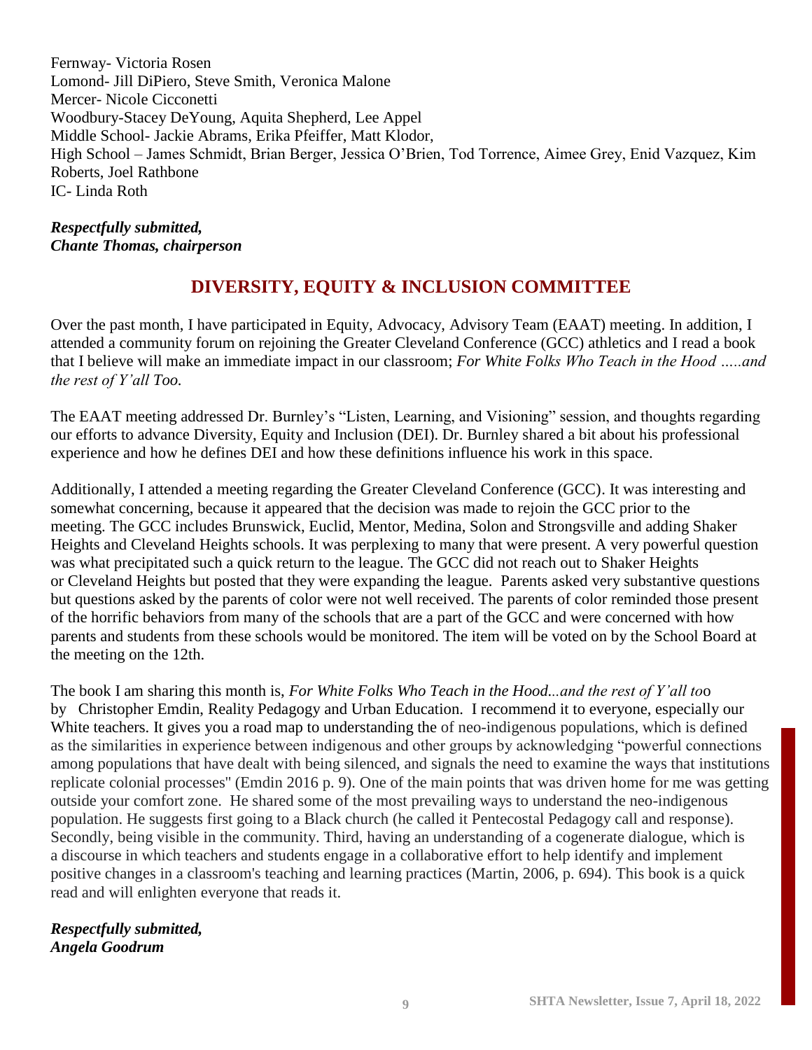Fernway- Victoria Rosen
Lomond- Jill DiPiero, Steve Smith, Veronica Malone
Mercer- Nicole Cicconetti
Woodbury-Stacey DeYoung, Aquita Shepherd, Lee Appel
Middle School- Jackie Abrams, Erika Pfeiffer, Matt Klodor,
High School – James Schmidt, Brian Berger, Jessica O'Brien, Tod Torrence, Aimee Grey, Enid Vazquez, Kim Roberts, Joel Rathbone
IC- Linda Roth

***Respectfully submitted,***
***Chante Thomas, chairperson***

## DIVERSITY, EQUITY & INCLUSION COMMITTEE

Over the past month, I have participated in Equity, Advocacy, Advisory Team (EAAT) meeting. In addition, I attended a community forum on rejoining the Greater Cleveland Conference (GCC) athletics and I read a book that I believe will make an immediate impact in our classroom; *For White Folks Who Teach in the Hood …..and the rest of Y'all Too.*

The EAAT meeting addressed Dr. Burnley's "Listen, Learning, and Visioning" session, and thoughts regarding our efforts to advance Diversity, Equity and Inclusion (DEI). Dr. Burnley shared a bit about his professional experience and how he defines DEI and how these definitions influence his work in this space.

Additionally, I attended a meeting regarding the Greater Cleveland Conference (GCC). It was interesting and somewhat concerning, because it appeared that the decision was made to rejoin the GCC prior to the meeting. The GCC includes Brunswick, Euclid, Mentor, Medina, Solon and Strongsville and adding Shaker Heights and Cleveland Heights schools. It was perplexing to many that were present. A very powerful question was what precipitated such a quick return to the league. The GCC did not reach out to Shaker Heights or Cleveland Heights but posted that they were expanding the league. Parents asked very substantive questions but questions asked by the parents of color were not well received. The parents of color reminded those present of the horrific behaviors from many of the schools that are a part of the GCC and were concerned with how parents and students from these schools would be monitored. The item will be voted on by the School Board at the meeting on the 12th.

The book I am sharing this month is, *For White Folks Who Teach in the Hood...and the rest of Y'all too* by Christopher Emdin, Reality Pedagogy and Urban Education. I recommend it to everyone, especially our White teachers. It gives you a road map to understanding the of neo-indigenous populations, which is defined as the similarities in experience between indigenous and other groups by acknowledging "powerful connections among populations that have dealt with being silenced, and signals the need to examine the ways that institutions replicate colonial processes" (Emdin 2016 p. 9). One of the main points that was driven home for me was getting outside your comfort zone. He shared some of the most prevailing ways to understand the neo-indigenous population. He suggests first going to a Black church (he called it Pentecostal Pedagogy call and response). Secondly, being visible in the community. Third, having an understanding of a cogenerate dialogue, which is a discourse in which teachers and students engage in a collaborative effort to help identify and implement positive changes in a classroom's teaching and learning practices (Martin, 2006, p. 694). This book is a quick read and will enlighten everyone that reads it.

***Respectfully submitted,***
***Angela Goodrum***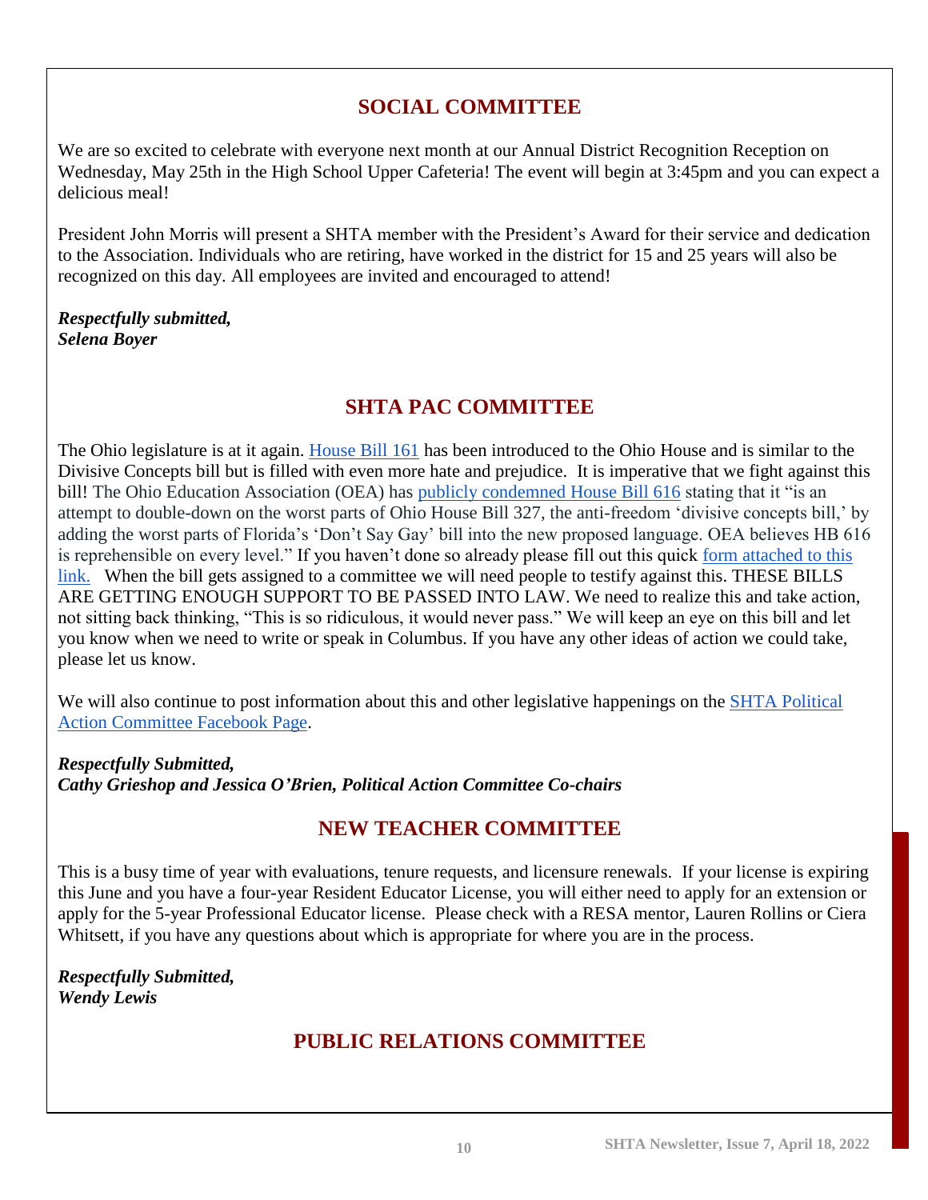## SOCIAL COMMITTEE

We are so excited to celebrate with everyone next month at our Annual District Recognition Reception on Wednesday, May 25th in the High School Upper Cafeteria! The event will begin at 3:45pm and you can expect a delicious meal!

President John Morris will present a SHTA member with the President's Award for their service and dedication to the Association. Individuals who are retiring, have worked in the district for 15 and 25 years will also be recognized on this day. All employees are invited and encouraged to attend!

***Respectfully submitted,***
***Selena Boyer***

## SHTA PAC COMMITTEE

The Ohio legislature is at it again. House Bill 161 has been introduced to the Ohio House and is similar to the Divisive Concepts bill but is filled with even more hate and prejudice. It is imperative that we fight against this bill! The Ohio Education Association (OEA) has publicly condemned House Bill 616 stating that it "is an attempt to double-down on the worst parts of Ohio House Bill 327, the anti-freedom 'divisive concepts bill,' by adding the worst parts of Florida's 'Don't Say Gay' bill into the new proposed language. OEA believes HB 616 is reprehensible on every level." If you haven't done so already please fill out this quick form attached to this link. When the bill gets assigned to a committee we will need people to testify against this. THESE BILLS ARE GETTING ENOUGH SUPPORT TO BE PASSED INTO LAW. We need to realize this and take action, not sitting back thinking, "This is so ridiculous, it would never pass." We will keep an eye on this bill and let you know when we need to write or speak in Columbus. If you have any other ideas of action we could take, please let us know.

We will also continue to post information about this and other legislative happenings on the SHTA Political Action Committee Facebook Page.

***Respectfully Submitted,***
***Cathy Grieshop and Jessica O'Brien, Political Action Committee Co-chairs***

## NEW TEACHER COMMITTEE

This is a busy time of year with evaluations, tenure requests, and licensure renewals. If your license is expiring this June and you have a four-year Resident Educator License, you will either need to apply for an extension or apply for the 5-year Professional Educator license. Please check with a RESA mentor, Lauren Rollins or Ciera Whitsett, if you have any questions about which is appropriate for where you are in the process.

***Respectfully Submitted,***
***Wendy Lewis***

## PUBLIC RELATIONS COMMITTEE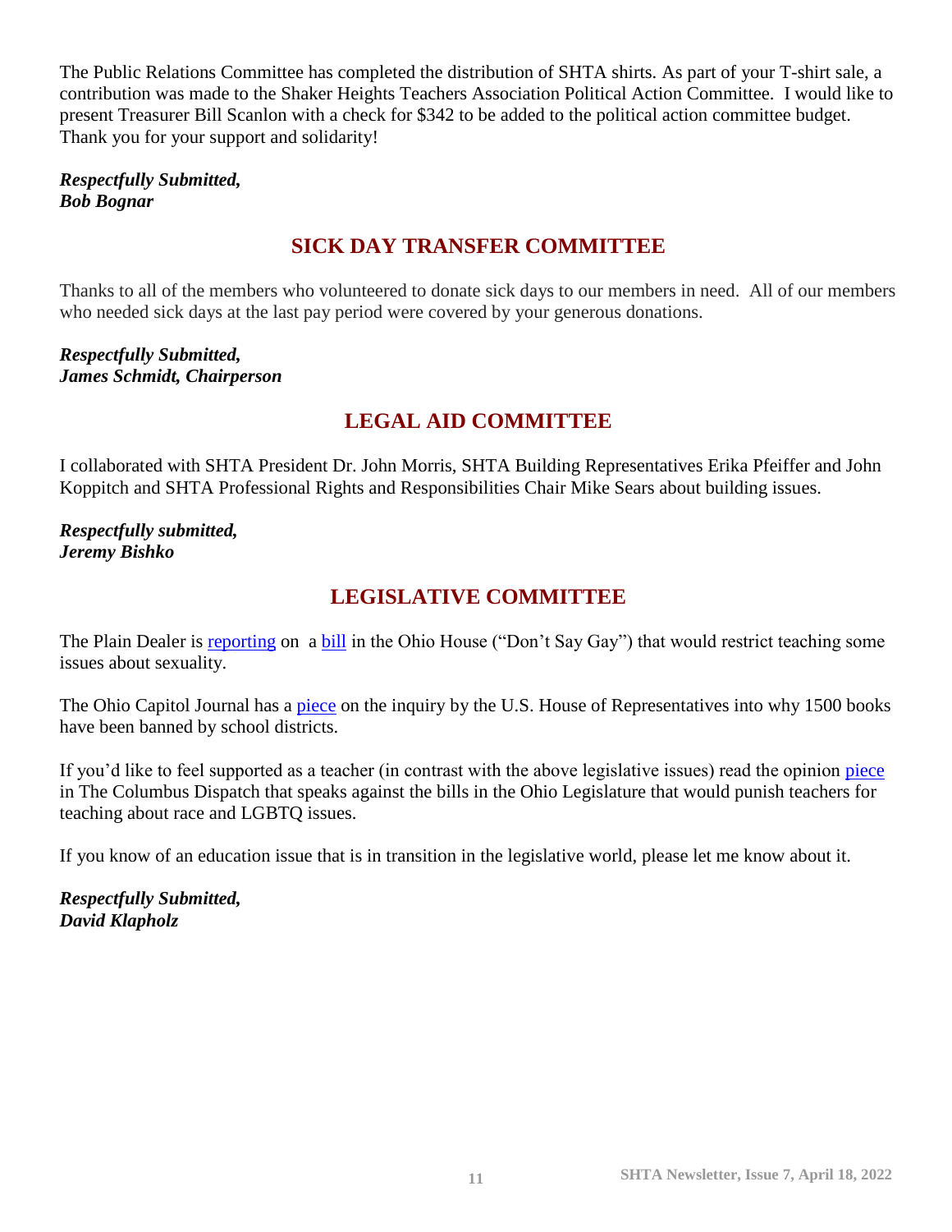The Public Relations Committee has completed the distribution of SHTA shirts. As part of your T-shirt sale, a contribution was made to the Shaker Heights Teachers Association Political Action Committee. I would like to present Treasurer Bill Scanlon with a check for $342 to be added to the political action committee budget. Thank you for your support and solidarity!

***Respectfully Submitted,***
***Bob Bognar***

## SICK DAY TRANSFER COMMITTEE

Thanks to all of the members who volunteered to donate sick days to our members in need. All of our members who needed sick days at the last pay period were covered by your generous donations.

***Respectfully Submitted,***
***James Schmidt, Chairperson***

## LEGAL AID COMMITTEE

I collaborated with SHTA President Dr. John Morris, SHTA Building Representatives Erika Pfeiffer and John Koppitch and SHTA Professional Rights and Responsibilities Chair Mike Sears about building issues.

***Respectfully submitted,***
***Jeremy Bishko***

## LEGISLATIVE COMMITTEE

The Plain Dealer is reporting on a bill in the Ohio House ("Don't Say Gay") that would restrict teaching some issues about sexuality.

The Ohio Capitol Journal has a piece on the inquiry by the U.S. House of Representatives into why 1500 books have been banned by school districts.

If you'd like to feel supported as a teacher (in contrast with the above legislative issues) read the opinion piece in The Columbus Dispatch that speaks against the bills in the Ohio Legislature that would punish teachers for teaching about race and LGBTQ issues.

If you know of an education issue that is in transition in the legislative world, please let me know about it.

***Respectfully Submitted,***
***David Klapholz***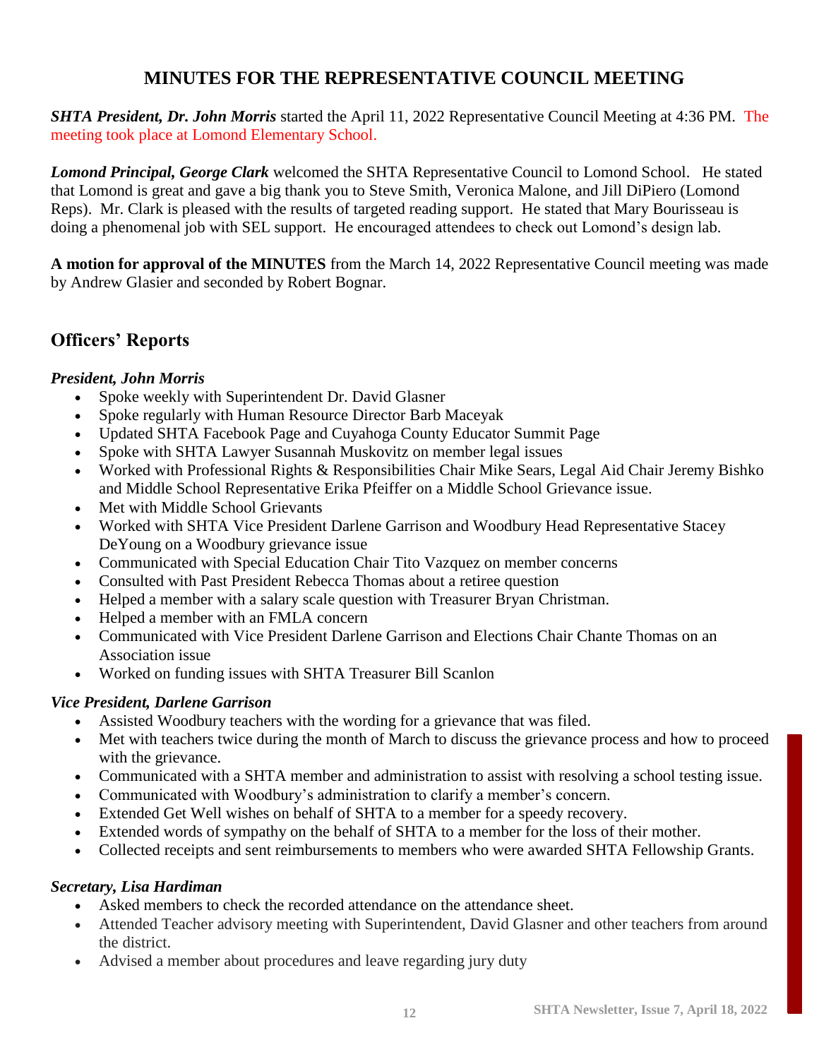## MINUTES FOR THE REPRESENTATIVE COUNCIL MEETING

***SHTA President, Dr. John Morris*** started the April 11, 2022 Representative Council Meeting at 4:36 PM. The meeting took place at Lomond Elementary School.

***Lomond Principal, George Clark*** welcomed the SHTA Representative Council to Lomond School. He stated that Lomond is great and gave a big thank you to Steve Smith, Veronica Malone, and Jill DiPiero (Lomond Reps). Mr. Clark is pleased with the results of targeted reading support. He stated that Mary Bourisseau is doing a phenomenal job with SEL support. He encouraged attendees to check out Lomond's design lab.

**A motion for approval of the MINUTES** from the March 14, 2022 Representative Council meeting was made by Andrew Glasier and seconded by Robert Bognar.

## Officers' Reports

***President, John Morris***

- Spoke weekly with Superintendent Dr. David Glasner
- Spoke regularly with Human Resource Director Barb Maceyak
- Updated SHTA Facebook Page and Cuyahoga County Educator Summit Page
- Spoke with SHTA Lawyer Susannah Muskovitz on member legal issues
- Worked with Professional Rights & Responsibilities Chair Mike Sears, Legal Aid Chair Jeremy Bishko and Middle School Representative Erika Pfeiffer on a Middle School Grievance issue.
- Met with Middle School Grievants
- Worked with SHTA Vice President Darlene Garrison and Woodbury Head Representative Stacey DeYoung on a Woodbury grievance issue
- Communicated with Special Education Chair Tito Vazquez on member concerns
- Consulted with Past President Rebecca Thomas about a retiree question
- Helped a member with a salary scale question with Treasurer Bryan Christman.
- Helped a member with an FMLA concern
- Communicated with Vice President Darlene Garrison and Elections Chair Chante Thomas on an Association issue
- Worked on funding issues with SHTA Treasurer Bill Scanlon

***Vice President, Darlene Garrison***

- Assisted Woodbury teachers with the wording for a grievance that was filed.
- Met with teachers twice during the month of March to discuss the grievance process and how to proceed with the grievance.
- Communicated with a SHTA member and administration to assist with resolving a school testing issue.
- Communicated with Woodbury's administration to clarify a member's concern.
- Extended Get Well wishes on behalf of SHTA to a member for a speedy recovery.
- Extended words of sympathy on the behalf of SHTA to a member for the loss of their mother.
- Collected receipts and sent reimbursements to members who were awarded SHTA Fellowship Grants.

***Secretary, Lisa Hardiman***

- Asked members to check the recorded attendance on the attendance sheet.
- Attended Teacher advisory meeting with Superintendent, David Glasner and other teachers from around the district.
- Advised a member about procedures and leave regarding jury duty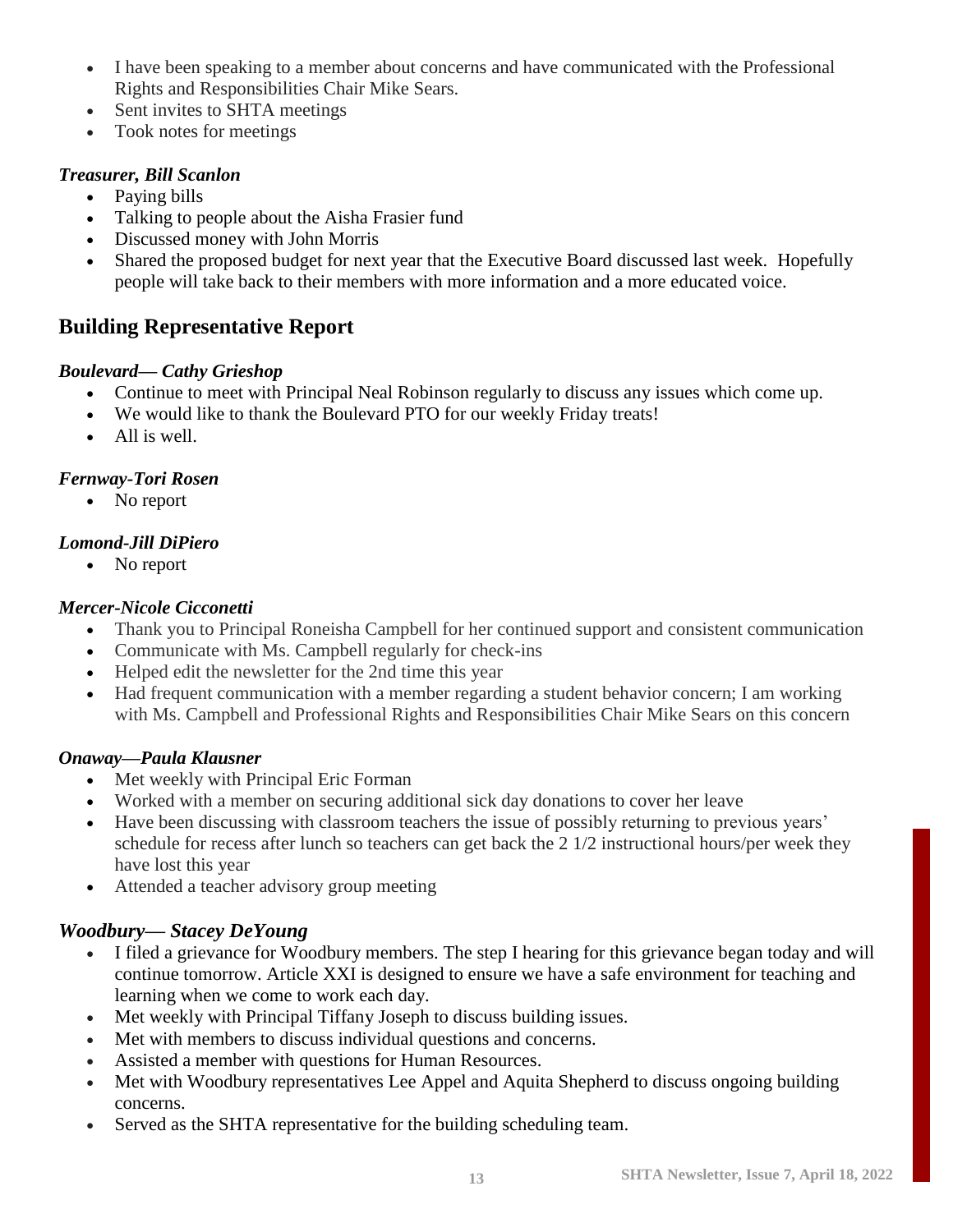- I have been speaking to a member about concerns and have communicated with the Professional Rights and Responsibilities Chair Mike Sears.
- Sent invites to SHTA meetings
- Took notes for meetings

***Treasurer, Bill Scanlon***

- Paying bills
- Talking to people about the Aisha Frasier fund
- Discussed money with John Morris
- Shared the proposed budget for next year that the Executive Board discussed last week. Hopefully people will take back to their members with more information and a more educated voice.

## Building Representative Report

***Boulevard— Cathy Grieshop***

- Continue to meet with Principal Neal Robinson regularly to discuss any issues which come up.
- We would like to thank the Boulevard PTO for our weekly Friday treats!
- All is well.

***Fernway-Tori Rosen***

- No report

***Lomond-Jill DiPiero***

- No report

***Mercer-Nicole Cicconetti***

- Thank you to Principal Roneisha Campbell for her continued support and consistent communication
- Communicate with Ms. Campbell regularly for check-ins
- Helped edit the newsletter for the 2nd time this year
- Had frequent communication with a member regarding a student behavior concern; I am working with Ms. Campbell and Professional Rights and Responsibilities Chair Mike Sears on this concern

***Onaway—Paula Klausner***

- Met weekly with Principal Eric Forman
- Worked with a member on securing additional sick day donations to cover her leave
- Have been discussing with classroom teachers the issue of possibly returning to previous years' schedule for recess after lunch so teachers can get back the 2 1/2 instructional hours/per week they have lost this year
- Attended a teacher advisory group meeting

***Woodbury— Stacey DeYoung***

- I filed a grievance for Woodbury members. The step I hearing for this grievance began today and will continue tomorrow. Article XXI is designed to ensure we have a safe environment for teaching and learning when we come to work each day.
- Met weekly with Principal Tiffany Joseph to discuss building issues.
- Met with members to discuss individual questions and concerns.
- Assisted a member with questions for Human Resources.
- Met with Woodbury representatives Lee Appel and Aquita Shepherd to discuss ongoing building concerns.
- Served as the SHTA representative for the building scheduling team.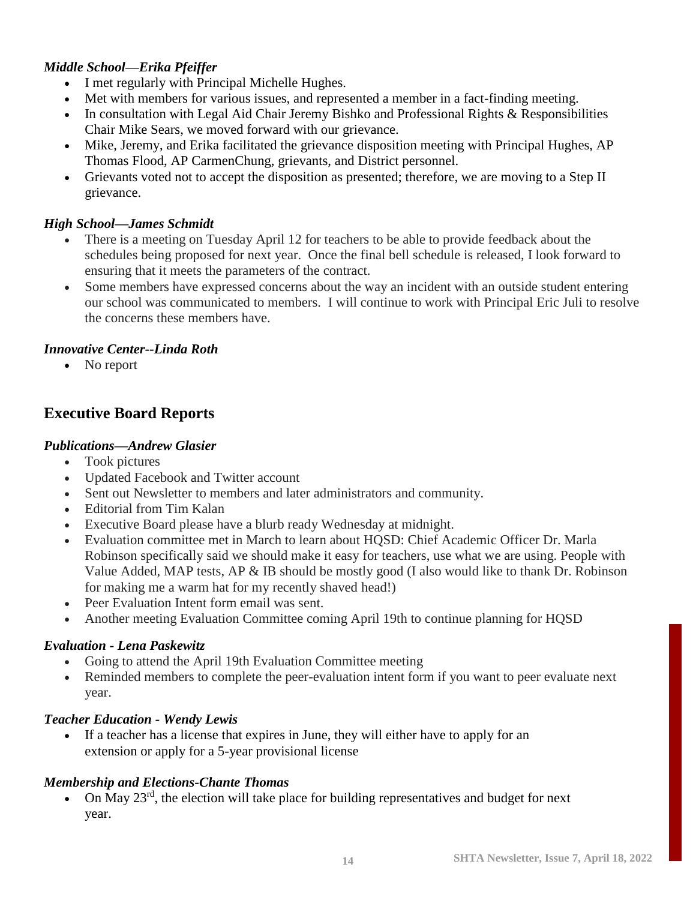### *Middle School—Erika Pfeiffer*

- I met regularly with Principal Michelle Hughes.
- Met with members for various issues, and represented a member in a fact-finding meeting.
- In consultation with Legal Aid Chair Jeremy Bishko and Professional Rights & Responsibilities Chair Mike Sears, we moved forward with our grievance.
- Mike, Jeremy, and Erika facilitated the grievance disposition meeting with Principal Hughes, AP Thomas Flood, AP CarmenChung, grievants, and District personnel.
- Grievants voted not to accept the disposition as presented; therefore, we are moving to a Step II grievance.

### *High School—James Schmidt*

- There is a meeting on Tuesday April 12 for teachers to be able to provide feedback about the schedules being proposed for next year. Once the final bell schedule is released, I look forward to ensuring that it meets the parameters of the contract.
- Some members have expressed concerns about the way an incident with an outside student entering our school was communicated to members. I will continue to work with Principal Eric Juli to resolve the concerns these members have.

### *Innovative Center--Linda Roth*

- No report

## Executive Board Reports

### *Publications—Andrew Glasier*

- Took pictures
- Updated Facebook and Twitter account
- Sent out Newsletter to members and later administrators and community.
- Editorial from Tim Kalan
- Executive Board please have a blurb ready Wednesday at midnight.
- Evaluation committee met in March to learn about HQSD: Chief Academic Officer Dr. Marla Robinson specifically said we should make it easy for teachers, use what we are using. People with Value Added, MAP tests, AP & IB should be mostly good (I also would like to thank Dr. Robinson for making me a warm hat for my recently shaved head!)
- Peer Evaluation Intent form email was sent.
- Another meeting Evaluation Committee coming April 19th to continue planning for HQSD

### *Evaluation - Lena Paskewitz*

- Going to attend the April 19th Evaluation Committee meeting
- Reminded members to complete the peer-evaluation intent form if you want to peer evaluate next year.

### *Teacher Education - Wendy Lewis*

- If a teacher has a license that expires in June, they will either have to apply for an extension or apply for a 5-year provisional license

### *Membership and Elections-Chante Thomas*

- On May 23rd, the election will take place for building representatives and budget for next year.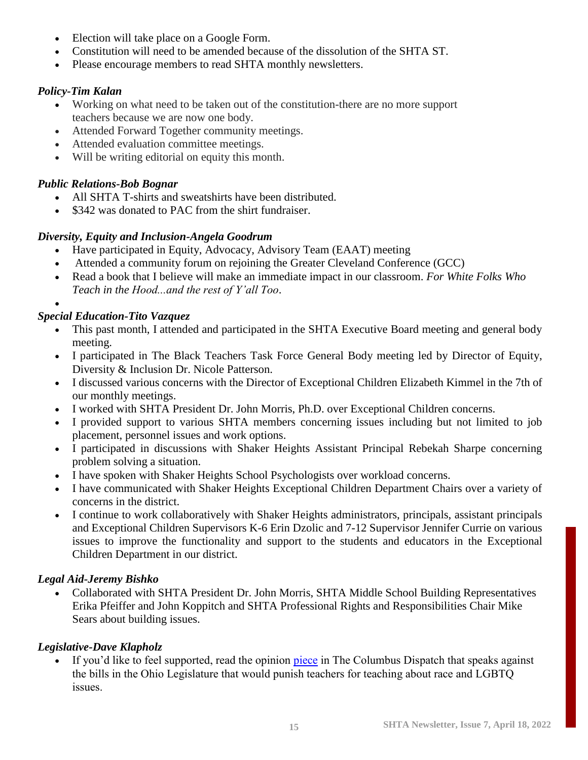- Election will take place on a Google Form.
- Constitution will need to be amended because of the dissolution of the SHTA ST.
- Please encourage members to read SHTA monthly newsletters.

### *Policy-Tim Kalan*

- Working on what need to be taken out of the constitution-there are no more support teachers because we are now one body.
- Attended Forward Together community meetings.
- Attended evaluation committee meetings.
- Will be writing editorial on equity this month.

### *Public Relations-Bob Bognar*

- All SHTA T-shirts and sweatshirts have been distributed.
- $342 was donated to PAC from the shirt fundraiser.

### *Diversity, Equity and Inclusion-Angela Goodrum*

- Have participated in Equity, Advocacy, Advisory Team (EAAT) meeting
- Attended a community forum on rejoining the Greater Cleveland Conference (GCC)
- Read a book that I believe will make an immediate impact in our classroom. *For White Folks Who Teach in the Hood...and the rest of Y'all Too*.

### *Special Education-Tito Vazquez*

- This past month, I attended and participated in the SHTA Executive Board meeting and general body meeting.
- I participated in The Black Teachers Task Force General Body meeting led by Director of Equity, Diversity & Inclusion Dr. Nicole Patterson.
- I discussed various concerns with the Director of Exceptional Children Elizabeth Kimmel in the 7th of our monthly meetings.
- I worked with SHTA President Dr. John Morris, Ph.D. over Exceptional Children concerns.
- I provided support to various SHTA members concerning issues including but not limited to job placement, personnel issues and work options.
- I participated in discussions with Shaker Heights Assistant Principal Rebekah Sharpe concerning problem solving a situation.
- I have spoken with Shaker Heights School Psychologists over workload concerns.
- I have communicated with Shaker Heights Exceptional Children Department Chairs over a variety of concerns in the district.
- I continue to work collaboratively with Shaker Heights administrators, principals, assistant principals and Exceptional Children Supervisors K-6 Erin Dzolic and 7-12 Supervisor Jennifer Currie on various issues to improve the functionality and support to the students and educators in the Exceptional Children Department in our district.

### *Legal Aid-Jeremy Bishko*

- Collaborated with SHTA President Dr. John Morris, SHTA Middle School Building Representatives Erika Pfeiffer and John Koppitch and SHTA Professional Rights and Responsibilities Chair Mike Sears about building issues.

### *Legislative-Dave Klapholz*

- If you'd like to feel supported, read the opinion piece in The Columbus Dispatch that speaks against the bills in the Ohio Legislature that would punish teachers for teaching about race and LGBTQ issues.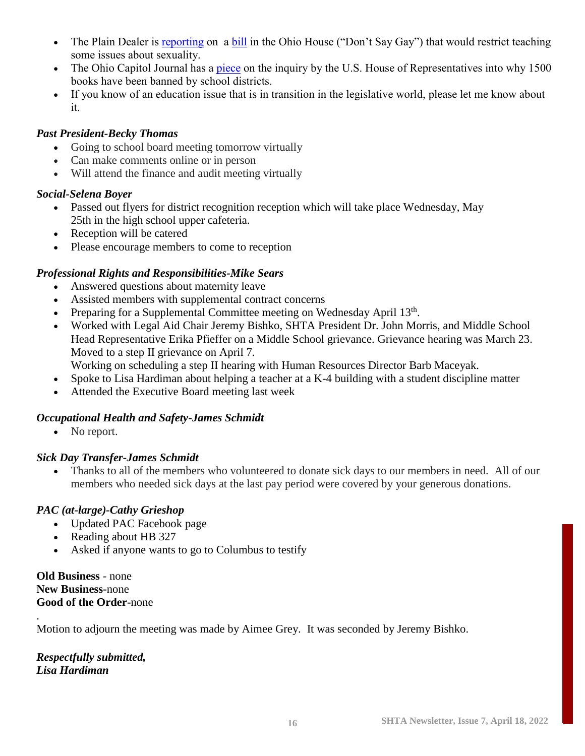- The Plain Dealer is reporting on a bill in the Ohio House ("Don't Say Gay") that would restrict teaching some issues about sexuality.
- The Ohio Capitol Journal has a piece on the inquiry by the U.S. House of Representatives into why 1500 books have been banned by school districts.
- If you know of an education issue that is in transition in the legislative world, please let me know about it.

***Past President-Becky Thomas***

- Going to school board meeting tomorrow virtually
- Can make comments online or in person
- Will attend the finance and audit meeting virtually

***Social-Selena Boyer***

- Passed out flyers for district recognition reception which will take place Wednesday, May 25th in the high school upper cafeteria.
- Reception will be catered
- Please encourage members to come to reception

***Professional Rights and Responsibilities-Mike Sears***

- Answered questions about maternity leave
- Assisted members with supplemental contract concerns
- Preparing for a Supplemental Committee meeting on Wednesday April 13th.
- Worked with Legal Aid Chair Jeremy Bishko, SHTA President Dr. John Morris, and Middle School Head Representative Erika Pfieffer on a Middle School grievance. Grievance hearing was March 23. Moved to a step II grievance on April 7.
  Working on scheduling a step II hearing with Human Resources Director Barb Maceyak.
- Spoke to Lisa Hardiman about helping a teacher at a K-4 building with a student discipline matter
- Attended the Executive Board meeting last week

***Occupational Health and Safety-James Schmidt***

- No report.

***Sick Day Transfer-James Schmidt***

- Thanks to all of the members who volunteered to donate sick days to our members in need. All of our members who needed sick days at the last pay period were covered by your generous donations.

***PAC (at-large)-Cathy Grieshop***

- Updated PAC Facebook page
- Reading about HB 327
- Asked if anyone wants to go to Columbus to testify

**Old Business** - none
**New Business**-none
**Good of the Order**-none

.
Motion to adjourn the meeting was made by Aimee Grey. It was seconded by Jeremy Bishko.

***Respectfully submitted,***
***Lisa Hardiman***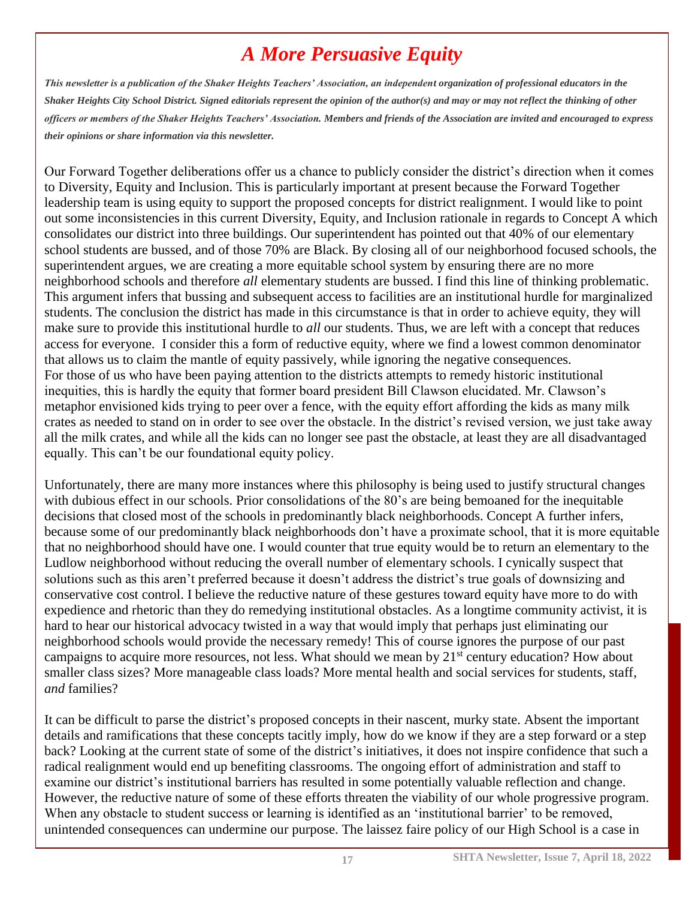# *A More Persuasive Equity*

***This newsletter is a publication of the Shaker Heights Teachers' Association, an independent organization of professional educators in the Shaker Heights City School District. Signed editorials represent the opinion of the author(s) and may or may not reflect the thinking of other officers or members of the Shaker Heights Teachers' Association. Members and friends of the Association are invited and encouraged to express their opinions or share information via this newsletter.***

Our Forward Together deliberations offer us a chance to publicly consider the district's direction when it comes to Diversity, Equity and Inclusion. This is particularly important at present because the Forward Together leadership team is using equity to support the proposed concepts for district realignment. I would like to point out some inconsistencies in this current Diversity, Equity, and Inclusion rationale in regards to Concept A which consolidates our district into three buildings. Our superintendent has pointed out that 40% of our elementary school students are bussed, and of those 70% are Black. By closing all of our neighborhood focused schools, the superintendent argues, we are creating a more equitable school system by ensuring there are no more neighborhood schools and therefore *all* elementary students are bussed. I find this line of thinking problematic. This argument infers that bussing and subsequent access to facilities are an institutional hurdle for marginalized students. The conclusion the district has made in this circumstance is that in order to achieve equity, they will make sure to provide this institutional hurdle to *all* our students. Thus, we are left with a concept that reduces access for everyone. I consider this a form of reductive equity, where we find a lowest common denominator that allows us to claim the mantle of equity passively, while ignoring the negative consequences. For those of us who have been paying attention to the districts attempts to remedy historic institutional inequities, this is hardly the equity that former board president Bill Clawson elucidated. Mr. Clawson's metaphor envisioned kids trying to peer over a fence, with the equity effort affording the kids as many milk crates as needed to stand on in order to see over the obstacle. In the district's revised version, we just take away all the milk crates, and while all the kids can no longer see past the obstacle, at least they are all disadvantaged equally. This can't be our foundational equity policy.

Unfortunately, there are many more instances where this philosophy is being used to justify structural changes with dubious effect in our schools. Prior consolidations of the 80's are being bemoaned for the inequitable decisions that closed most of the schools in predominantly black neighborhoods. Concept A further infers, because some of our predominantly black neighborhoods don't have a proximate school, that it is more equitable that no neighborhood should have one. I would counter that true equity would be to return an elementary to the Ludlow neighborhood without reducing the overall number of elementary schools. I cynically suspect that solutions such as this aren't preferred because it doesn't address the district's true goals of downsizing and conservative cost control. I believe the reductive nature of these gestures toward equity have more to do with expedience and rhetoric than they do remedying institutional obstacles. As a longtime community activist, it is hard to hear our historical advocacy twisted in a way that would imply that perhaps just eliminating our neighborhood schools would provide the necessary remedy! This of course ignores the purpose of our past campaigns to acquire more resources, not less. What should we mean by 21st century education? How about smaller class sizes? More manageable class loads? More mental health and social services for students, staff, *and* families?

It can be difficult to parse the district's proposed concepts in their nascent, murky state. Absent the important details and ramifications that these concepts tacitly imply, how do we know if they are a step forward or a step back? Looking at the current state of some of the district's initiatives, it does not inspire confidence that such a radical realignment would end up benefiting classrooms. The ongoing effort of administration and staff to examine our district's institutional barriers has resulted in some potentially valuable reflection and change. However, the reductive nature of some of these efforts threaten the viability of our whole progressive program. When any obstacle to student success or learning is identified as an 'institutional barrier' to be removed, unintended consequences can undermine our purpose. The laissez faire policy of our High School is a case in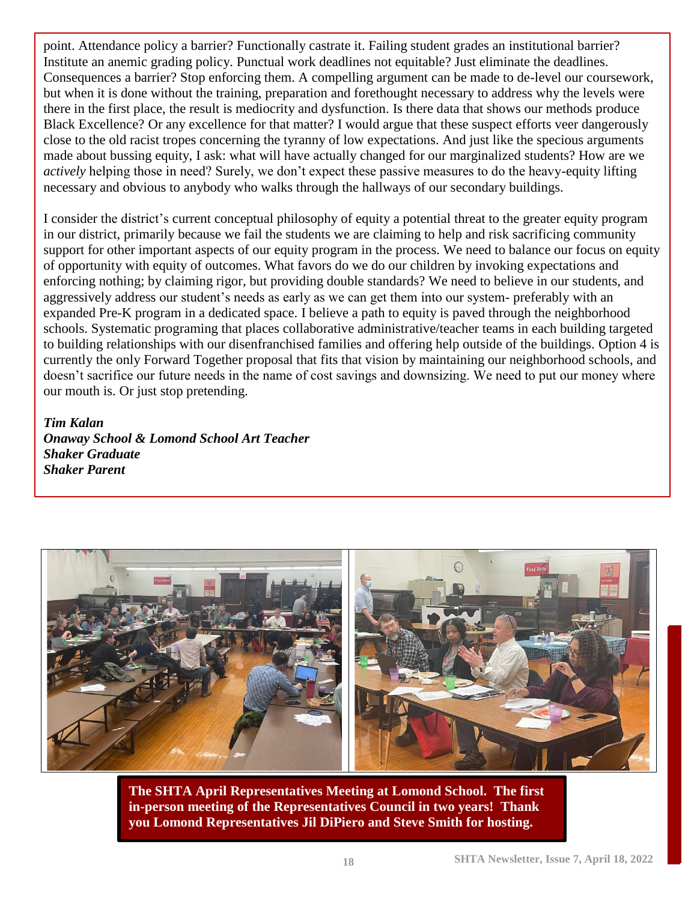point. Attendance policy a barrier? Functionally castrate it. Failing student grades an institutional barrier? Institute an anemic grading policy. Punctual work deadlines not equitable? Just eliminate the deadlines. Consequences a barrier? Stop enforcing them. A compelling argument can be made to de-level our coursework, but when it is done without the training, preparation and forethought necessary to address why the levels were there in the first place, the result is mediocrity and dysfunction. Is there data that shows our methods produce Black Excellence? Or any excellence for that matter? I would argue that these suspect efforts veer dangerously close to the old racist tropes concerning the tyranny of low expectations. And just like the specious arguments made about bussing equity, I ask: what will have actually changed for our marginalized students? How are we *actively* helping those in need? Surely, we don't expect these passive measures to do the heavy-equity lifting necessary and obvious to anybody who walks through the hallways of our secondary buildings.

I consider the district's current conceptual philosophy of equity a potential threat to the greater equity program in our district, primarily because we fail the students we are claiming to help and risk sacrificing community support for other important aspects of our equity program in the process. We need to balance our focus on equity of opportunity with equity of outcomes. What favors do we do our children by invoking expectations and enforcing nothing; by claiming rigor, but providing double standards? We need to believe in our students, and aggressively address our student's needs as early as we can get them into our system- preferably with an expanded Pre-K program in a dedicated space. I believe a path to equity is paved through the neighborhood schools. Systematic programing that places collaborative administrative/teacher teams in each building targeted to building relationships with our disenfranchised families and offering help outside of the buildings. Option 4 is currently the only Forward Together proposal that fits that vision by maintaining our neighborhood schools, and doesn't sacrifice our future needs in the name of cost savings and downsizing. We need to put our money where our mouth is. Or just stop pretending.

***Tim Kalan***
***Onaway School & Lomond School Art Teacher***
***Shaker Graduate***
***Shaker Parent***

**The SHTA April Representatives Meeting at Lomond School. The first in-person meeting of the Representatives Council in two years! Thank you Lomond Representatives Jil DiPiero and Steve Smith for hosting.**